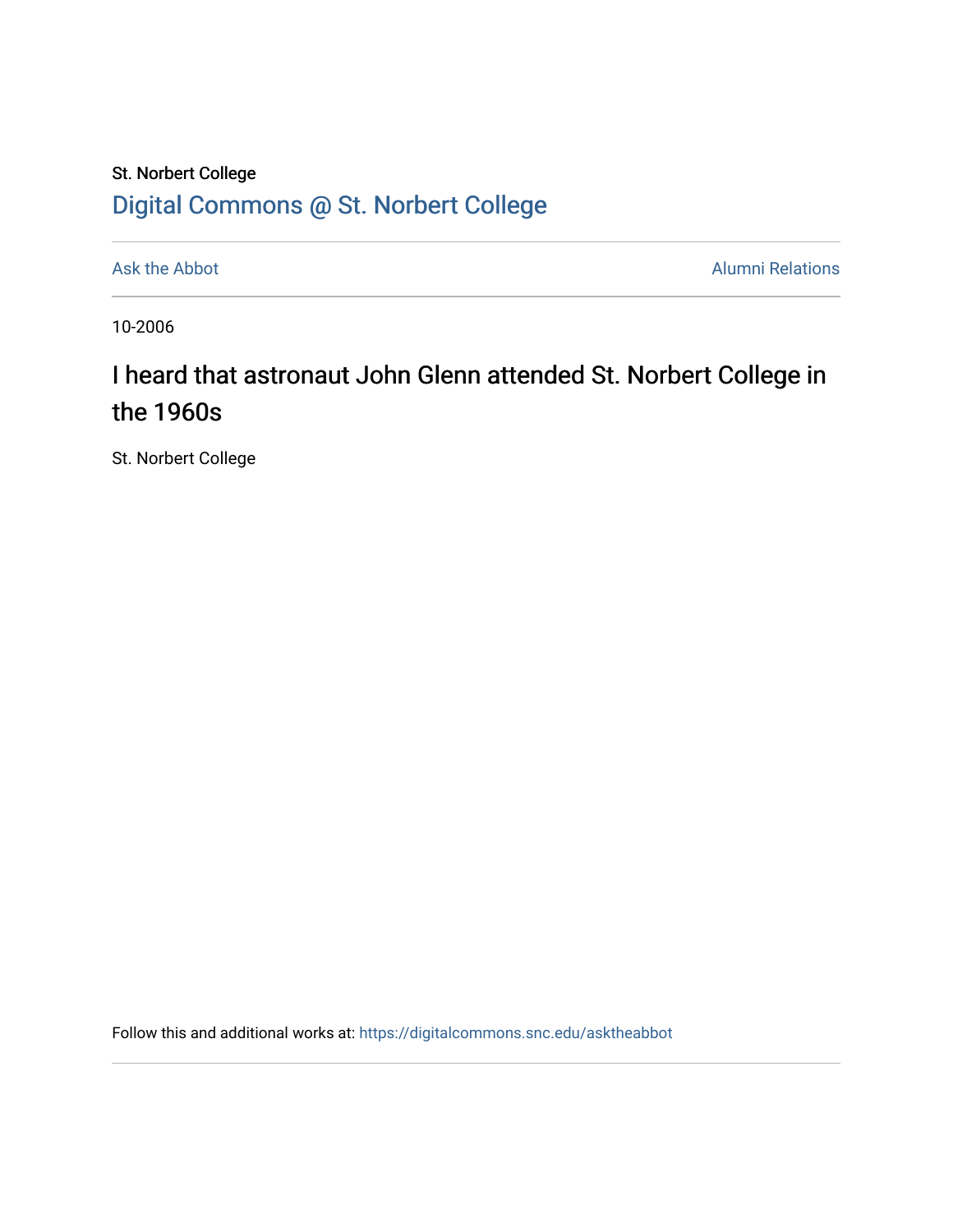St. Norbert College

Digital Commons @ St. Norbert College

Ask the Abbot

Alumni Relations

10-2006

# I heard that astronaut John Glenn attended St. Norbert College in the 1960s

St. Norbert College

Follow this and additional works at: https://digitalcommons.snc.edu/asktheabbot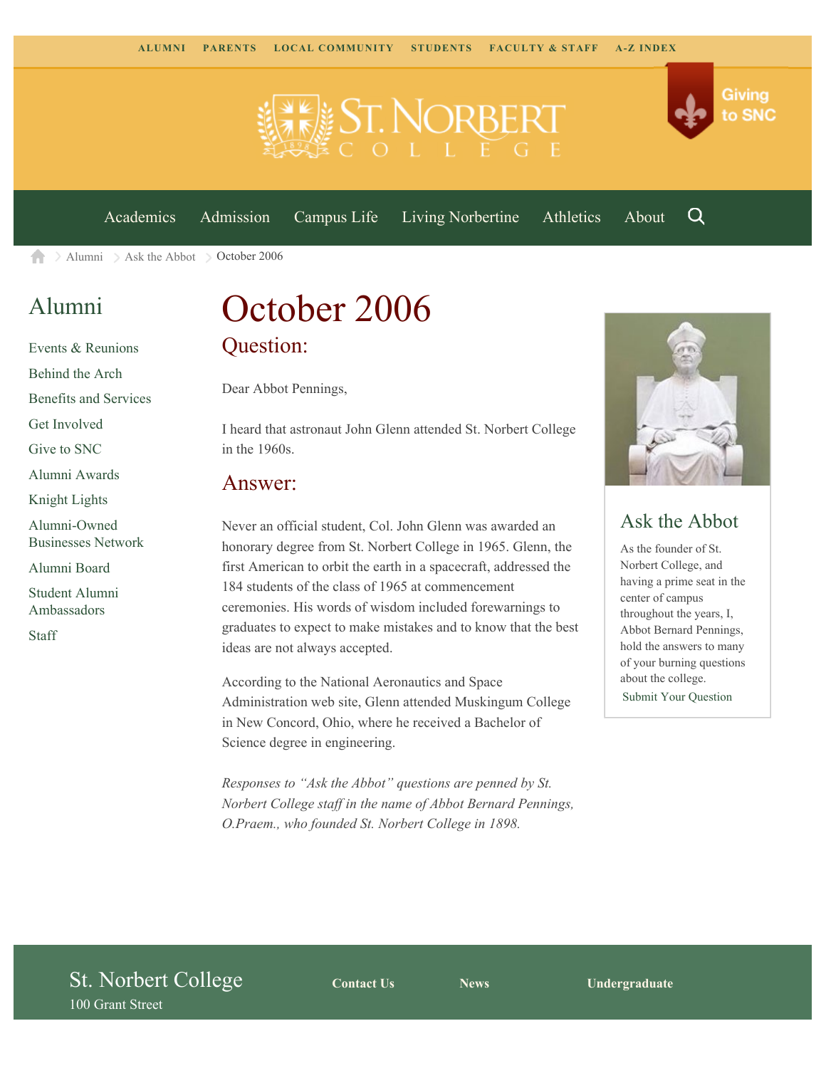ALUMNI PARENTS LOCAL COMMUNITY STUDENTS FACULTY & STAFF A-Z INDEX

Giving to SNC

Academics Admission Campus Life Living Norbertine Athletics About

Alumni > Ask the Abbot > October 2006

## Alumni

- Events & Reunions
- Behind the Arch
- Benefits and Services
- Get Involved
- Give to SNC
- Alumni Awards
- Knight Lights
- Alumni-Owned Businesses Network
- Alumni Board
- Student Alumni Ambassadors
- Staff

# October 2006

## Question:

Dear Abbot Pennings,

I heard that astronaut John Glenn attended St. Norbert College in the 1960s.

## Answer:

Never an official student, Col. John Glenn was awarded an honorary degree from St. Norbert College in 1965. Glenn, the first American to orbit the earth in a spacecraft, addressed the 184 students of the class of 1965 at commencement ceremonies. His words of wisdom included forewarnings to graduates to expect to make mistakes and to know that the best ideas are not always accepted.

According to the National Aeronautics and Space Administration web site, Glenn attended Muskingum College in New Concord, Ohio, where he received a Bachelor of Science degree in engineering.

*Responses to "Ask the Abbot" questions are penned by St. Norbert College staff in the name of Abbot Bernard Pennings, O.Praem., who founded St. Norbert College in 1898.*

## Ask the Abbot

As the founder of St. Norbert College, and having a prime seat in the center of campus throughout the years, I, Abbot Bernard Pennings, hold the answers to many of your burning questions about the college.

Submit Your Question

St. Norbert College
100 Grant Street

Contact Us News Undergraduate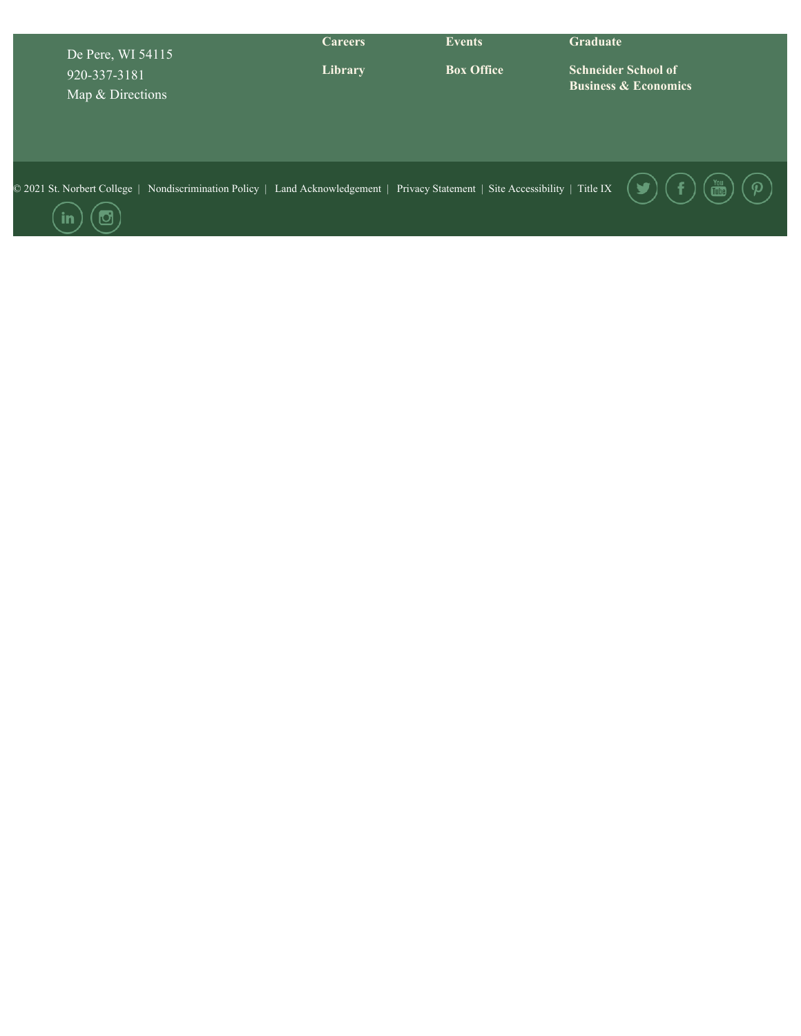De Pere, WI 54115
920-337-3181
Map & Directions

**Careers**

**Library**

**Events**

**Box Office**

**Graduate**

**Schneider School of Business & Economics**

© 2021 St. Norbert College | Nondiscrimination Policy | Land Acknowledgement | Privacy Statement | Site Accessibility | Title IX